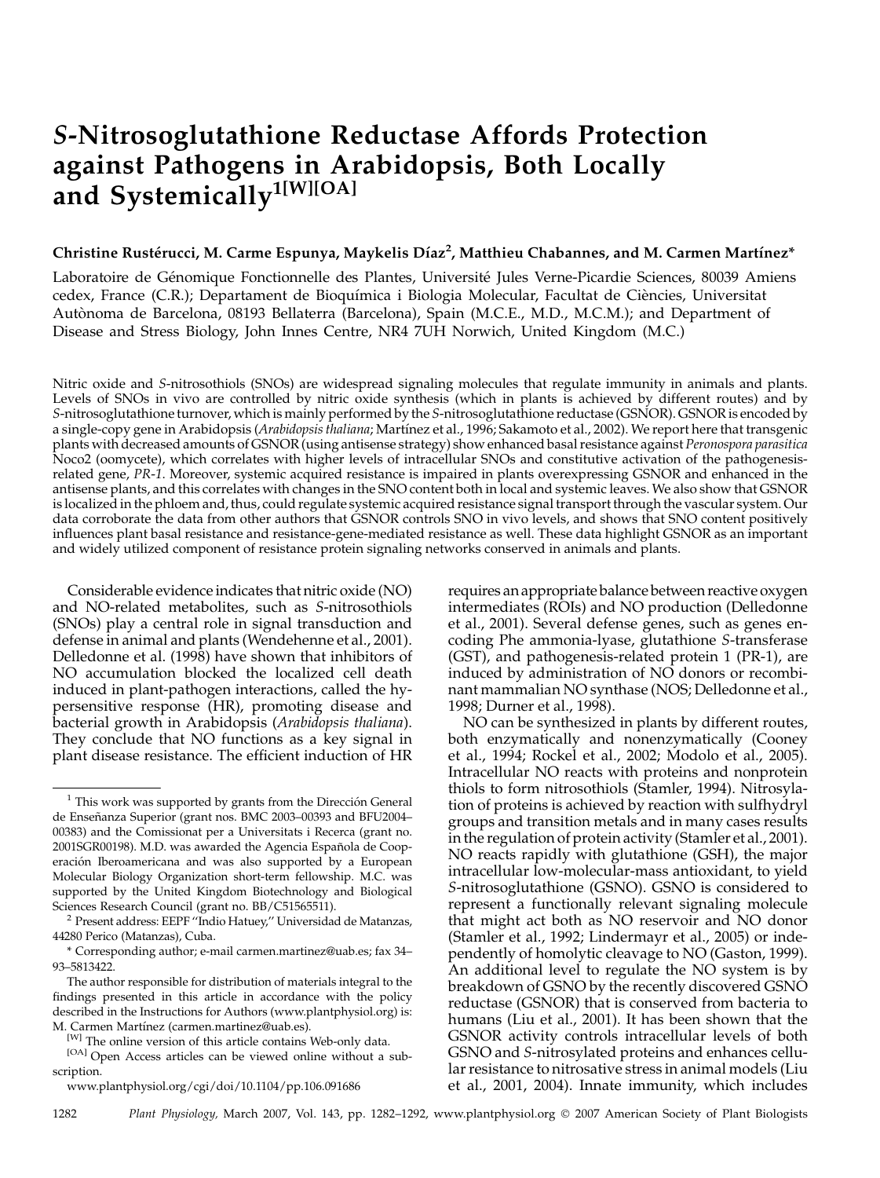# *S*-Nitrosoglutathione Reductase Affords Protection against Pathogens in Arabidopsis, Both Locally and Systemically[1][W][OA]

**Christine Rustérucci, M. Carme Espunya, Maykelis Díaz[2], Matthieu Chabannes, and M. Carmen Martínez***

Laboratoire de Génomique Fonctionnelle des Plantes, Université Jules Verne-Picardie Sciences, 80039 Amiens cedex, France (C.R.); Departament de Bioquímica i Biologia Molecular, Facultat de Ciències, Universitat Autònoma de Barcelona, 08193 Bellaterra (Barcelona), Spain (M.C.E., M.D., M.C.M.); and Department of Disease and Stress Biology, John Innes Centre, NR4 7UH Norwich, United Kingdom (M.C.)

Nitric oxide and *S*-nitrosothiols (SNOs) are widespread signaling molecules that regulate immunity in animals and plants. Levels of SNOs in vivo are controlled by nitric oxide synthesis (which in plants is achieved by different routes) and by *S*-nitrosoglutathione turnover, which is mainly performed by the *S*-nitrosoglutathione reductase (GSNOR). GSNOR is encoded by a single-copy gene in Arabidopsis (*Arabidopsis thaliana*; Martínez et al., 1996; Sakamoto et al., 2002). We report here that transgenic plants with decreased amounts of GSNOR (using antisense strategy) show enhanced basal resistance against *Peronospora parasitica* Noco2 (oomycete), which correlates with higher levels of intracellular SNOs and constitutive activation of the pathogenesis-related gene, *PR-1*. Moreover, systemic acquired resistance is impaired in plants overexpressing GSNOR and enhanced in the antisense plants, and this correlates with changes in the SNO content both in local and systemic leaves. We also show that GSNOR is localized in the phloem and, thus, could regulate systemic acquired resistance signal transport through the vascular system. Our data corroborate the data from other authors that GSNOR controls SNO in vivo levels, and shows that SNO content positively influences plant basal resistance and resistance-gene-mediated resistance as well. These data highlight GSNOR as an important and widely utilized component of resistance protein signaling networks conserved in animals and plants.

Considerable evidence indicates that nitric oxide (NO) and NO-related metabolites, such as *S*-nitrosothiols (SNOs) play a central role in signal transduction and defense in animal and plants (Wendehenne et al., 2001). Delledonne et al. (1998) have shown that inhibitors of NO accumulation blocked the localized cell death induced in plant-pathogen interactions, called the hypersensitive response (HR), promoting disease and bacterial growth in Arabidopsis (*Arabidopsis thaliana*). They conclude that NO functions as a key signal in plant disease resistance. The efficient induction of HR requires an appropriate balance between reactive oxygen intermediates (ROIs) and NO production (Delledonne et al., 2001). Several defense genes, such as genes encoding Phe ammonia-lyase, glutathione *S*-transferase (GST), and pathogenesis-related protein 1 (PR-1), are induced by administration of NO donors or recombinant mammalian NO synthase (NOS; Delledonne et al., 1998; Durner et al., 1998).

NO can be synthesized in plants by different routes, both enzymatically and nonenzymatically (Cooney et al., 1994; Rockel et al., 2002; Modolo et al., 2005). Intracellular NO reacts with proteins and nonprotein thiols to form nitrosothiols (Stamler, 1994). Nitrosylation of proteins is achieved by reaction with sulfhydryl groups and transition metals and in many cases results in the regulation of protein activity (Stamler et al., 2001). NO reacts rapidly with glutathione (GSH), the major intracellular low-molecular-mass antioxidant, to yield *S*-nitrosoglutathione (GSNO). GSNO is considered to represent a functionally relevant signaling molecule that might act both as NO reservoir and NO donor (Stamler et al., 1992; Lindermayr et al., 2005) or independently of homolytic cleavage to NO (Gaston, 1999). An additional level to regulate the NO system is by breakdown of GSNO by the recently discovered GSNO reductase (GSNOR) that is conserved from bacteria to humans (Liu et al., 2001). It has been shown that the GSNOR activity controls intracellular levels of both GSNO and *S*-nitrosylated proteins and enhances cellular resistance to nitrosative stress in animal models (Liu et al., 2001, 2004). Innate immunity, which includes

---

[1] This work was supported by grants from the Dirección General de Enseñanza Superior (grant nos. BMC 2003–00393 and BFU2004–00383) and the Comissionat per a Universitats i Recerca (grant no. 2001SGR00198). M.D. was awarded the Agencia Española de Cooperación Iberoamericana and was also supported by a European Molecular Biology Organization short-term fellowship. M.C. was supported by the United Kingdom Biotechnology and Biological Sciences Research Council (grant no. BB/C51565511).

[2] Present address: EEPF "Indio Hatuey," Universidad de Matanzas, 44280 Perico (Matanzas), Cuba.

\* Corresponding author; e-mail carmen.martinez@uab.es; fax 34–93–5813422.

The author responsible for distribution of materials integral to the findings presented in this article in accordance with the policy described in the Instructions for Authors (www.plantphysiol.org) is: M. Carmen Martínez (carmen.martinez@uab.es).

[W] The online version of this article contains Web-only data.

[OA] Open Access articles can be viewed online without a subscription.

www.plantphysiol.org/cgi/doi/10.1104/pp.106.091686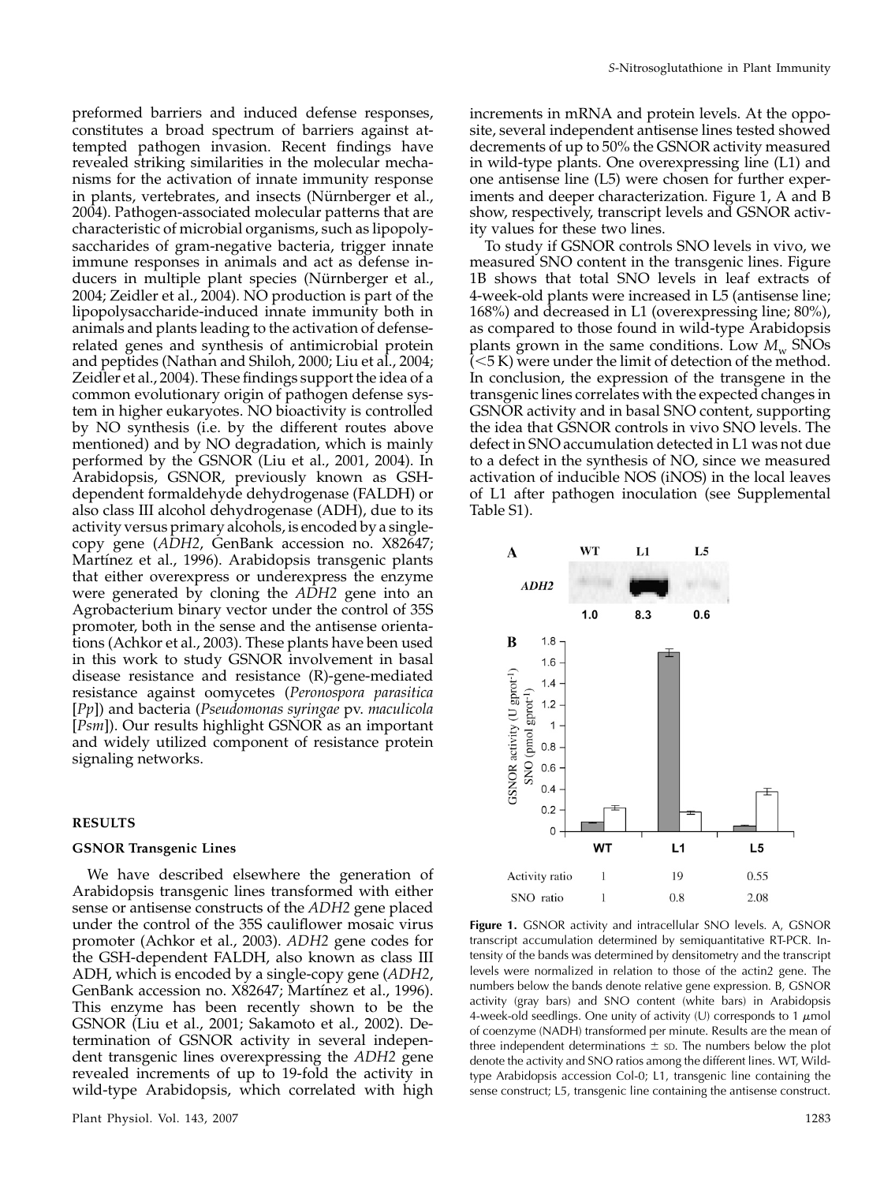preformed barriers and induced defense responses, constitutes a broad spectrum of barriers against attempted pathogen invasion. Recent findings have revealed striking similarities in the molecular mechanisms for the activation of innate immunity response in plants, vertebrates, and insects (Nürnberger et al., 2004). Pathogen-associated molecular patterns that are characteristic of microbial organisms, such as lipopolysaccharides of gram-negative bacteria, trigger innate immune responses in animals and act as defense inducers in multiple plant species (Nürnberger et al., 2004; Zeidler et al., 2004). NO production is part of the lipopolysaccharide-induced innate immunity both in animals and plants leading to the activation of defense-related genes and synthesis of antimicrobial protein and peptides (Nathan and Shiloh, 2000; Liu et al., 2004; Zeidler et al., 2004). These findings support the idea of a common evolutionary origin of pathogen defense system in higher eukaryotes. NO bioactivity is controlled by NO synthesis (i.e. by the different routes above mentioned) and by NO degradation, which is mainly performed by the GSNOR (Liu et al., 2001, 2004). In Arabidopsis, GSNOR, previously known as GSH-dependent formaldehyde dehydrogenase (FALDH) or also class III alcohol dehydrogenase (ADH), due to its activity versus primary alcohols, is encoded by a single-copy gene (*ADH2*, GenBank accession no. X82647; Martínez et al., 1996). Arabidopsis transgenic plants that either overexpress or underexpress the enzyme were generated by cloning the *ADH2* gene into an Agrobacterium binary vector under the control of 35S promoter, both in the sense and the antisense orientations (Achkor et al., 2003). These plants have been used in this work to study GSNOR involvement in basal disease resistance and resistance (R)-gene-mediated resistance against oomycetes (*Peronospora parasitica* [*Pp*]) and bacteria (*Pseudomonas syringae* pv. *maculicola* [*Psm*]). Our results highlight GSNOR as an important and widely utilized component of resistance protein signaling networks.

## RESULTS

### GSNOR Transgenic Lines

We have described elsewhere the generation of Arabidopsis transgenic lines transformed with either sense or antisense constructs of the *ADH2* gene placed under the control of the 35S cauliflower mosaic virus promoter (Achkor et al., 2003). *ADH2* gene codes for the GSH-dependent FALDH, also known as class III ADH, which is encoded by a single-copy gene (*ADH2*, GenBank accession no. X82647; Martínez et al., 1996). This enzyme has been recently shown to be the GSNOR (Liu et al., 2001; Sakamoto et al., 2002). Determination of GSNOR activity in several independent transgenic lines overexpressing the *ADH2* gene revealed increments of up to 19-fold the activity in wild-type Arabidopsis, which correlated with high increments in mRNA and protein levels. At the opposite, several independent antisense lines tested showed decrements of up to 50% the GSNOR activity measured in wild-type plants. One overexpressing line (L1) and one antisense line (L5) were chosen for further experiments and deeper characterization. Figure 1, A and B show, respectively, transcript levels and GSNOR activity values for these two lines.

To study if GSNOR controls SNO levels in vivo, we measured SNO content in the transgenic lines. Figure 1B shows that total SNO levels in leaf extracts of 4-week-old plants were increased in L5 (antisense line; 168%) and decreased in L1 (overexpressing line; 80%), as compared to those found in wild-type Arabidopsis plants grown in the same conditions. Low $M_w$ SNOs (<5 K) were under the limit of detection of the method. In conclusion, the expression of the transgene in the transgenic lines correlates with the expected changes in GSNOR activity and in basal SNO content, supporting the idea that GSNOR controls in vivo SNO levels. The defect in SNO accumulation detected in L1 was not due to a defect in the synthesis of NO, since we measured activation of inducible NOS (iNOS) in the local leaves of L1 after pathogen inoculation (see Supplemental Table S1).

| | WT | L1 | L5 |
|---|---|---|---|
| Activity ratio | 1 | 19 | 0.55 |
| SNO ratio | 1 | 0.8 | 2.08 |

**Figure 1.** GSNOR activity and intracellular SNO levels. A, GSNOR transcript accumulation determined by semiquantitative RT-PCR. Intensity of the bands was determined by densitometry and the transcript levels were normalized in relation to those of the actin2 gene. The numbers below the bands denote relative gene expression. B, GSNOR activity (gray bars) and SNO content (white bars) in Arabidopsis 4-week-old seedlings. One unity of activity (U) corresponds to 1 $\mu$mol of coenzyme (NADH) transformed per minute. Results are the mean of three independent determinations ± SD. The numbers below the plot denote the activity and SNO ratios among the different lines. WT, Wild-type Arabidopsis accession Col-0; L1, transgenic line containing the sense construct; L5, transgenic line containing the antisense construct.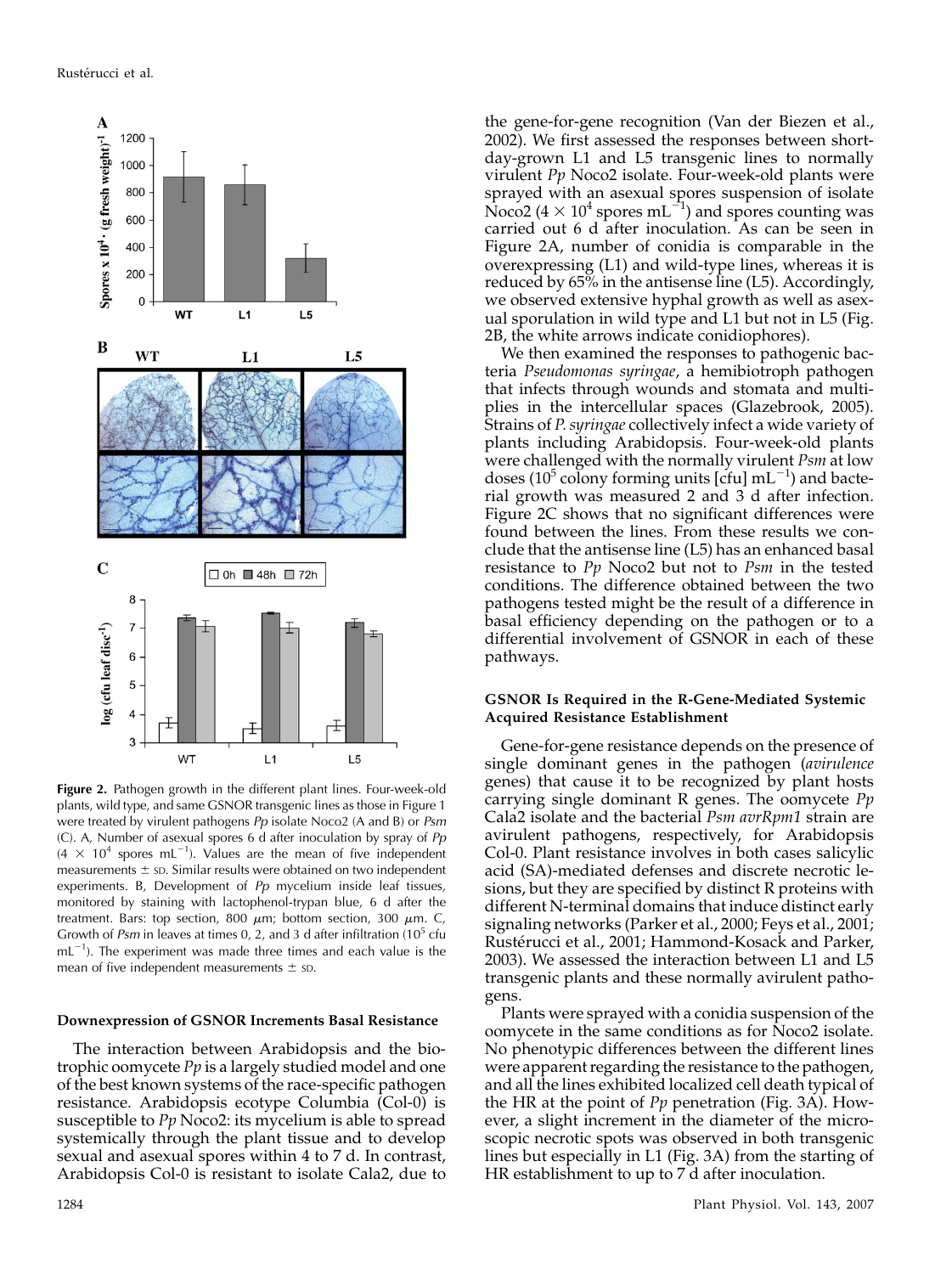**Figure 2.** Pathogen growth in the different plant lines. Four-week-old plants, wild type, and same GSNOR transgenic lines as those in Figure 1 were treated by virulent pathogens *Pp* isolate Noco2 (A and B) or *Psm* (C). A, Number of asexual spores 6 d after inoculation by spray of *Pp* ($4 \times 10^4$ spores $mL^{-1}$). Values are the mean of five independent measurements ± SD. Similar results were obtained on two independent experiments. B, Development of *Pp* mycelium inside leaf tissues, monitored by staining with lactophenol-trypan blue, 6 d after the treatment. Bars: top section, 800 $\mu$m; bottom section, 300 $\mu$m. C, Growth of *Psm* in leaves at times 0, 2, and 3 d after infiltration ($10^5$ cfu $mL^{-1}$). The experiment was made three times and each value is the mean of five independent measurements ± SD.

### Downexpression of GSNOR Increments Basal Resistance

The interaction between Arabidopsis and the biotrophic oomycete *Pp* is a largely studied model and one of the best known systems of the race-specific pathogen resistance. Arabidopsis ecotype Columbia (Col-0) is susceptible to *Pp* Noco2: its mycelium is able to spread systemically through the plant tissue and to develop sexual and asexual spores within 4 to 7 d. In contrast, Arabidopsis Col-0 is resistant to isolate Cala2, due to the gene-for-gene recognition (Van der Biezen et al., 2002). We first assessed the responses between short-day-grown L1 and L5 transgenic lines to normally virulent *Pp* Noco2 isolate. Four-week-old plants were sprayed with an asexual spores suspension of isolate Noco2 ($4 \times 10^4$ spores $mL^{-1}$) and spores counting was carried out 6 d after inoculation. As can be seen in Figure 2A, number of conidia is comparable in the overexpressing (L1) and wild-type lines, whereas it is reduced by 65% in the antisense line (L5). Accordingly, we observed extensive hyphal growth as well as asexual sporulation in wild type and L1 but not in L5 (Fig. 2B, the white arrows indicate conidiophores).

We then examined the responses to pathogenic bacteria *Pseudomonas syringae*, a hemibiotroph pathogen that infects through wounds and stomata and multiplies in the intercellular spaces (Glazebrook, 2005). Strains of *P. syringae* collectively infect a wide variety of plants including Arabidopsis. Four-week-old plants were challenged with the normally virulent *Psm* at low doses ($10^5$ colony forming units [cfu] $mL^{-1}$) and bacterial growth was measured 2 and 3 d after infection. Figure 2C shows that no significant differences were found between the lines. From these results we conclude that the antisense line (L5) has an enhanced basal resistance to *Pp* Noco2 but not to *Psm* in the tested conditions. The difference obtained between the two pathogens tested might be the result of a difference in basal efficiency depending on the pathogen or to a differential involvement of GSNOR in each of these pathways.

### GSNOR Is Required in the R-Gene-Mediated Systemic Acquired Resistance Establishment

Gene-for-gene resistance depends on the presence of single dominant genes in the pathogen (*avirulence* genes) that cause it to be recognized by plant hosts carrying single dominant R genes. The oomycete *Pp* Cala2 isolate and the bacterial *Psm avrRpm1* strain are avirulent pathogens, respectively, for Arabidopsis Col-0. Plant resistance involves in both cases salicylic acid (SA)-mediated defenses and discrete necrotic lesions, but they are specified by distinct R proteins with different N-terminal domains that induce distinct early signaling networks (Parker et al., 2000; Feys et al., 2001; Rustérucci et al., 2001; Hammond-Kosack and Parker, 2003). We assessed the interaction between L1 and L5 transgenic plants and these normally avirulent pathogens.

Plants were sprayed with a conidia suspension of the oomycete in the same conditions as for Noco2 isolate. No phenotypic differences between the different lines were apparent regarding the resistance to the pathogen, and all the lines exhibited localized cell death typical of the HR at the point of *Pp* penetration (Fig. 3A). However, a slight increment in the diameter of the microscopic necrotic spots was observed in both transgenic lines but especially in L1 (Fig. 3A) from the starting of HR establishment to up to 7 d after inoculation.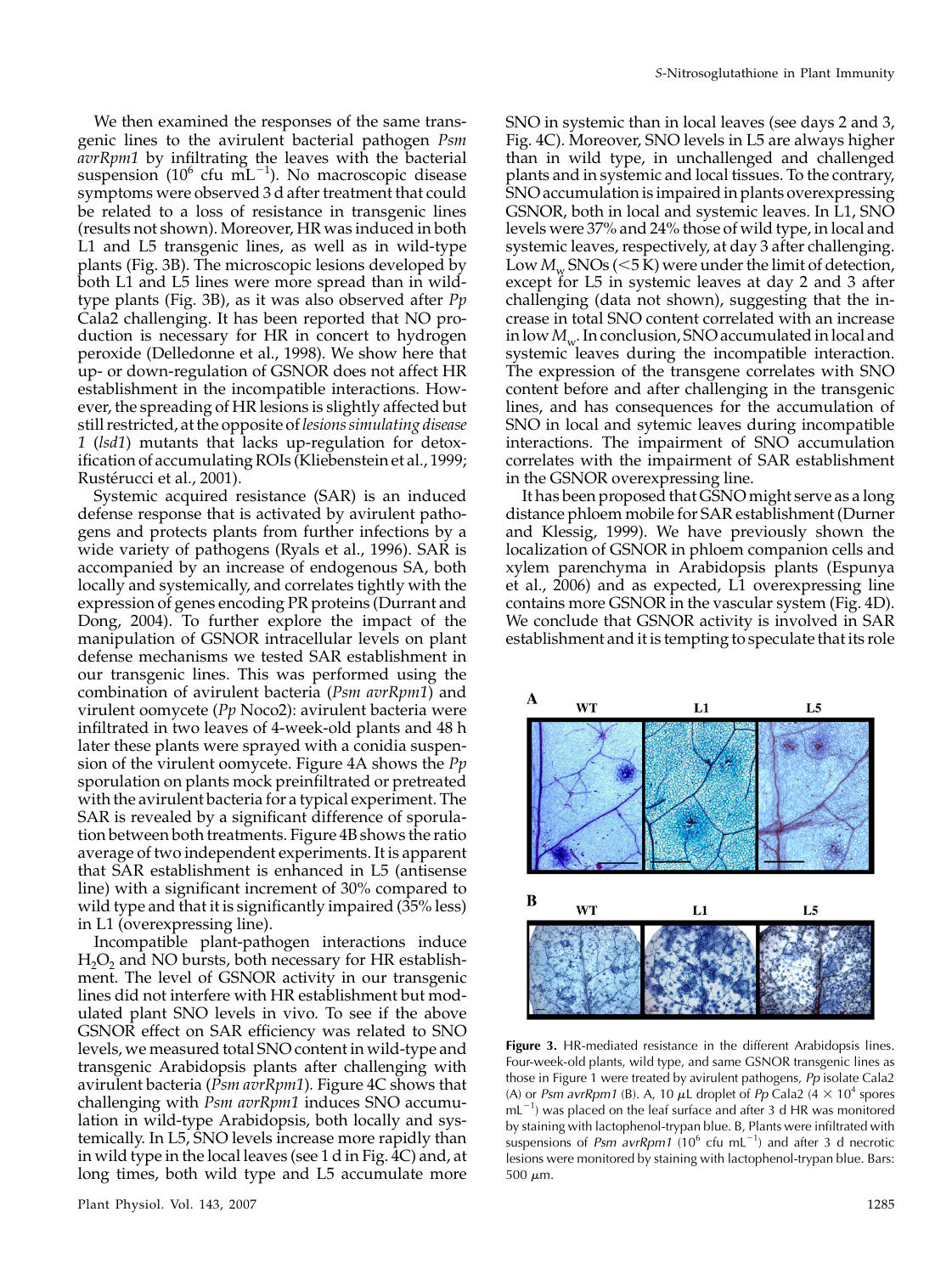We then examined the responses of the same transgenic lines to the avirulent bacterial pathogen *Psm avrRpm1* by infiltrating the leaves with the bacterial suspension ($10^6$ cfu $mL^{-1}$). No macroscopic disease symptoms were observed 3 d after treatment that could be related to a loss of resistance in transgenic lines (results not shown). Moreover, HR was induced in both L1 and L5 transgenic lines, as well as in wild-type plants (Fig. 3B). The microscopic lesions developed by both L1 and L5 lines were more spread than in wild-type plants (Fig. 3B), as it was also observed after *Pp* Cala2 challenging. It has been reported that NO production is necessary for HR in concert to hydrogen peroxide (Delledonne et al., 1998). We show here that up- or down-regulation of GSNOR does not affect HR establishment in the incompatible interactions. However, the spreading of HR lesions is slightly affected but still restricted, at the opposite of *lesions simulating disease 1* (*lsd1*) mutants that lacks up-regulation for detoxification of accumulating ROIs (Kliebenstein et al., 1999; Rustérucci et al., 2001).

Systemic acquired resistance (SAR) is an induced defense response that is activated by avirulent pathogens and protects plants from further infections by a wide variety of pathogens (Ryals et al., 1996). SAR is accompanied by an increase of endogenous SA, both locally and systemically, and correlates tightly with the expression of genes encoding PR proteins (Durrant and Dong, 2004). To further explore the impact of the manipulation of GSNOR intracellular levels on plant defense mechanisms we tested SAR establishment in our transgenic lines. This was performed using the combination of avirulent bacteria (*Psm avrRpm1*) and virulent oomycete (*Pp* Noco2): avirulent bacteria were infiltrated in two leaves of 4-week-old plants and 48 h later these plants were sprayed with a conidia suspension of the virulent oomycete. Figure 4A shows the *Pp* sporulation on plants mock preinfiltrated or pretreated with the avirulent bacteria for a typical experiment. The SAR is revealed by a significant difference of sporulation between both treatments. Figure 4B shows the ratio average of two independent experiments. It is apparent that SAR establishment is enhanced in L5 (antisense line) with a significant increment of 30% compared to wild type and that it is significantly impaired (35% less) in L1 (overexpressing line).

Incompatible plant-pathogen interactions induce $H_2O_2$ and NO bursts, both necessary for HR establishment. The level of GSNOR activity in our transgenic lines did not interfere with HR establishment but modulated plant SNO levels in vivo. To see if the above GSNOR effect on SAR efficiency was related to SNO levels, we measured total SNO content in wild-type and transgenic Arabidopsis plants after challenging with avirulent bacteria (*Psm avrRpm1*). Figure 4C shows that challenging with *Psm avrRpm1* induces SNO accumulation in wild-type Arabidopsis, both locally and systemically. In L5, SNO levels increase more rapidly than in wild type in the local leaves (see 1 d in Fig. 4C) and, at long times, both wild type and L5 accumulate more SNO in systemic than in local leaves (see days 2 and 3, Fig. 4C). Moreover, SNO levels in L5 are always higher than in wild type, in unchallenged and challenged plants and in systemic and local tissues. To the contrary, SNO accumulation is impaired in plants overexpressing GSNOR, both in local and systemic leaves. In L1, SNO levels were 37% and 24% those of wild type, in local and systemic leaves, respectively, at day 3 after challenging. Low $M_w$ SNOs (<5 K) were under the limit of detection, except for L5 in systemic leaves at day 2 and 3 after challenging (data not shown), suggesting that the increase in total SNO content correlated with an increase in low $M_w$. In conclusion, SNO accumulated in local and systemic leaves during the incompatible interaction. The expression of the transgene correlates with SNO content before and after challenging in the transgenic lines, and has consequences for the accumulation of SNO in local and sytemic leaves during incompatible interactions. The impairment of SNO accumulation correlates with the impairment of SAR establishment in the GSNOR overexpressing line.

It has been proposed that GSNO might serve as a long distance phloem mobile for SAR establishment (Durner and Klessig, 1999). We have previously shown the localization of GSNOR in phloem companion cells and xylem parenchyma in Arabidopsis plants (Espunya et al., 2006) and as expected, L1 overexpressing line contains more GSNOR in the vascular system (Fig. 4D). We conclude that GSNOR activity is involved in SAR establishment and it is tempting to speculate that its role

**Figure 3.** HR-mediated resistance in the different Arabidopsis lines. Four-week-old plants, wild type, and same GSNOR transgenic lines as those in Figure 1 were treated by avirulent pathogens, *Pp* isolate Cala2 (A) or *Psm avrRpm1* (B). A, 10 μL droplet of *Pp* Cala2 ($4 \times 10^4$ spores $mL^{-1}$) was placed on the leaf surface and after 3 d HR was monitored by staining with lactophenol-trypan blue. B, Plants were infiltrated with suspensions of *Psm avrRpm1* ($10^6$ cfu $mL^{-1}$) and after 3 d necrotic lesions were monitored by staining with lactophenol-trypan blue. Bars: 500 μm.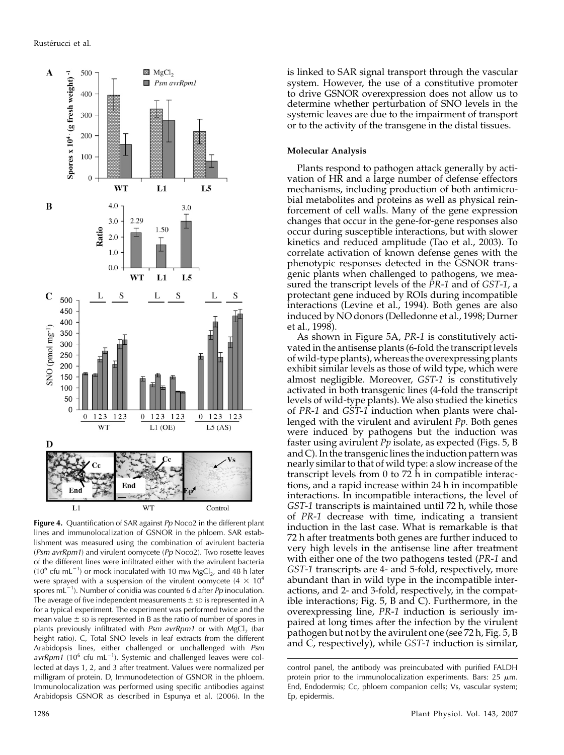**Figure 4.** Quantification of SAR against *Pp* Noco2 in the different plant lines and immunolocalization of GSNOR in the phloem. SAR establishment was measured using the combination of avirulent bacteria (*Psm avrRpm1*) and virulent oomycete (*Pp* Noco2). Two rosette leaves of the different lines were infiltrated either with the avirulent bacteria ($10^6$ cfu mL$^{-1}$) or mock inoculated with 10 mM $MgCl_2$, and 48 h later were sprayed with a suspension of the virulent oomycete ($4 \times 10^4$ spores mL$^{-1}$). Number of conidia was counted 6 d after *Pp* inoculation. The average of five independent measurements ± SD is represented in A for a typical experiment. The experiment was performed twice and the mean value ± SD is represented in B as the ratio of number of spores in plants previously infiltrated with *Psm avrRpm1* or with $MgCl_2$ (bar height ratio). C, Total SNO levels in leaf extracts from the different Arabidopsis lines, either challenged or unchallenged with *Psm avrRpm1* ($10^6$ cfu mL$^{-1}$). Systemic and challenged leaves were collected at days 1, 2, and 3 after treatment. Values were normalized per milligram of protein. D, Immunodetection of GSNOR in the phloem. Immunolocalization was performed using specific antibodies against Arabidopsis GSNOR as described in Espunya et al. (2006). In the control panel, the antibody was preincubated with purified FALDH protein prior to the immunolocalization experiments. Bars: 25 $\mu$m. End, Endodermis; Cc, phloem companion cells; Vs, vascular system; Ep, epidermis.

is linked to SAR signal transport through the vascular system. However, the use of a constitutive promoter to drive GSNOR overexpression does not allow us to determine whether perturbation of SNO levels in the systemic leaves are due to the impairment of transport or to the activity of the transgene in the distal tissues.

### Molecular Analysis

Plants respond to pathogen attack generally by activation of HR and a large number of defense effectors mechanisms, including production of both antimicrobial metabolites and proteins as well as physical reinforcement of cell walls. Many of the gene expression changes that occur in the gene-for-gene responses also occur during susceptible interactions, but with slower kinetics and reduced amplitude (Tao et al., 2003). To correlate activation of known defense genes with the phenotypic responses detected in the GSNOR transgenic plants when challenged to pathogens, we measured the transcript levels of the *PR-1* and of *GST-1*, a protectant gene induced by ROIs during incompatible interactions (Levine et al., 1994). Both genes are also induced by NO donors (Delledonne et al., 1998; Durner et al., 1998).

As shown in Figure 5A, *PR-1* is constitutively activated in the antisense plants (6-fold the transcript levels of wild-type plants), whereas the overexpressing plants exhibit similar levels as those of wild type, which were almost negligible. Moreover, *GST-1* is constitutively activated in both transgenic lines (4-fold the transcript levels of wild-type plants). We also studied the kinetics of *PR-1* and *GST-1* induction when plants were challenged with the virulent and avirulent *Pp*. Both genes were induced by pathogens but the induction was faster using avirulent *Pp* isolate, as expected (Figs. 5, B and C). In the transgenic lines the induction pattern was nearly similar to that of wild type: a slow increase of the transcript levels from 0 to 72 h in compatible interactions, and a rapid increase within 24 h in incompatible interactions. In incompatible interactions, the level of *GST-1* transcripts is maintained until 72 h, while those of *PR-1* decrease with time, indicating a transient induction in the last case. What is remarkable is that 72 h after treatments both genes are further induced to very high levels in the antisense line after treatment with either one of the two pathogens tested (*PR-1* and *GST-1* transcripts are 4- and 5-fold, respectively, more abundant than in wild type in the incompatible interactions, and 2- and 3-fold, respectively, in the compatible interactions; Fig. 5, B and C). Furthermore, in the overexpressing line, *PR-1* induction is seriously impaired at long times after the infection by the virulent pathogen but not by the avirulent one (see 72 h, Fig. 5, B and C, respectively), while *GST-1* induction is similar,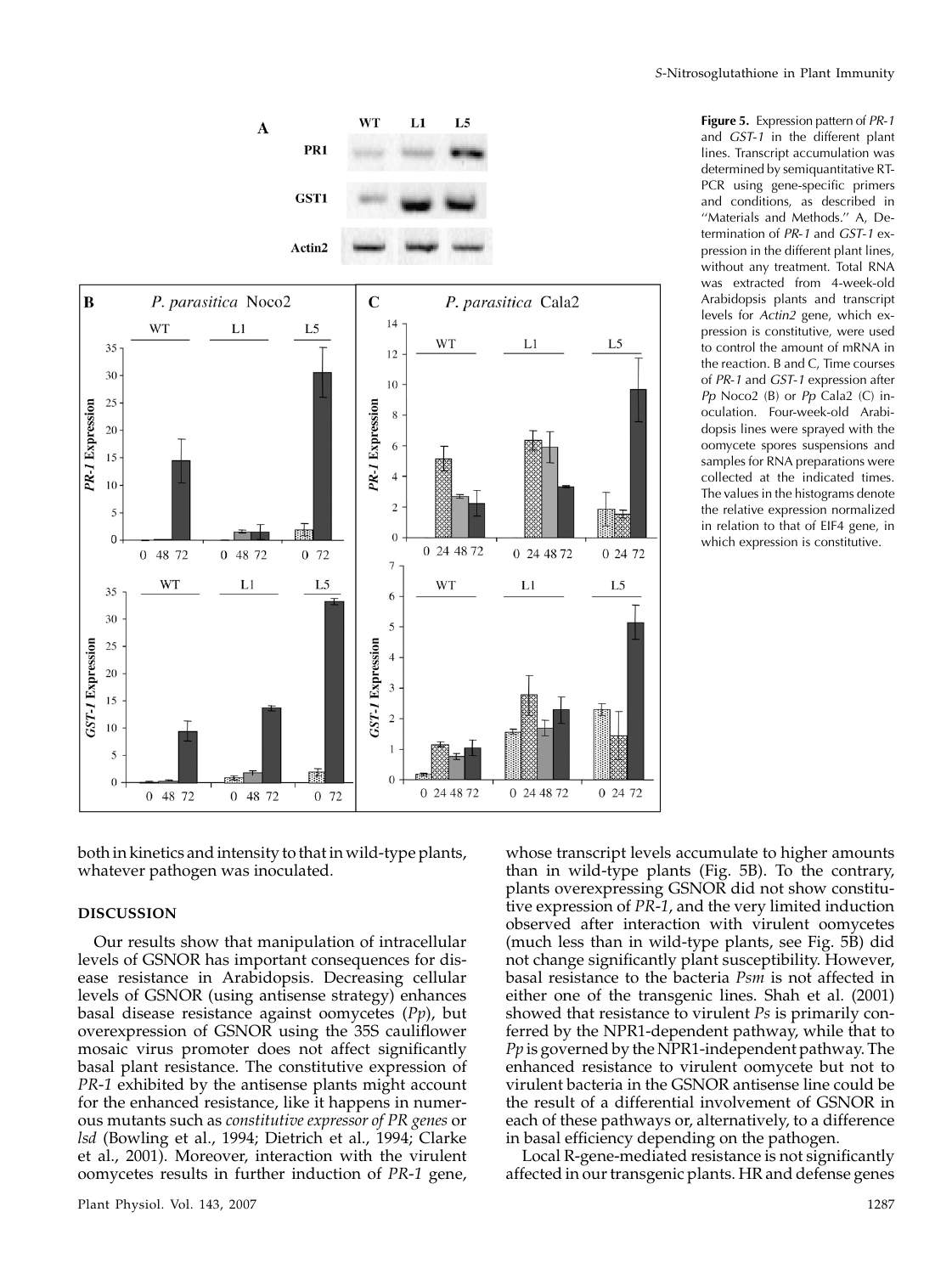**Figure 5.** Expression pattern of *PR-1* and *GST-1* in the different plant lines. Transcript accumulation was determined by semiquantitative RT-PCR using gene-specific primers and conditions, as described in "Materials and Methods." A, Determination of *PR-1* and *GST-1* expression in the different plant lines, without any treatment. Total RNA was extracted from 4-week-old Arabidopsis plants and transcript levels for *Actin2* gene, which expression is constitutive, were used to control the amount of mRNA in the reaction. B and C, Time courses of *PR-1* and *GST-1* expression after *Pp* Noco2 (B) or *Pp* Cala2 (C) inoculation. Four-week-old Arabidopsis lines were sprayed with the oomycete spores suspensions and samples for RNA preparations were collected at the indicated times. The values in the histograms denote the relative expression normalized in relation to that of EIF4 gene, in which expression is constitutive.

both in kinetics and intensity to that in wild-type plants, whatever pathogen was inoculated.

## DISCUSSION

Our results show that manipulation of intracellular levels of GSNOR has important consequences for disease resistance in Arabidopsis. Decreasing cellular levels of GSNOR (using antisense strategy) enhances basal disease resistance against oomycetes (*Pp*), but overexpression of GSNOR using the 35S cauliflower mosaic virus promoter does not affect significantly basal plant resistance. The constitutive expression of *PR-1* exhibited by the antisense plants might account for the enhanced resistance, like it happens in numerous mutants such as *constitutive expressor of PR genes* or *lsd* (Bowling et al., 1994; Dietrich et al., 1994; Clarke et al., 2001). Moreover, interaction with the virulent oomycetes results in further induction of *PR-1* gene, whose transcript levels accumulate to higher amounts than in wild-type plants (Fig. 5B). To the contrary, plants overexpressing GSNOR did not show constitutive expression of *PR-1*, and the very limited induction observed after interaction with virulent oomycetes (much less than in wild-type plants, see Fig. 5B) did not change significantly plant susceptibility. However, basal resistance to the bacteria *Psm* is not affected in either one of the transgenic lines. Shah et al. (2001) showed that resistance to virulent *Ps* is primarily conferred by the NPR1-dependent pathway, while that to *Pp* is governed by the NPR1-independent pathway. The enhanced resistance to virulent oomycete but not to virulent bacteria in the GSNOR antisense line could be the result of a differential involvement of GSNOR in each of these pathways or, alternatively, to a difference in basal efficiency depending on the pathogen.

Local R-gene-mediated resistance is not significantly affected in our transgenic plants. HR and defense genes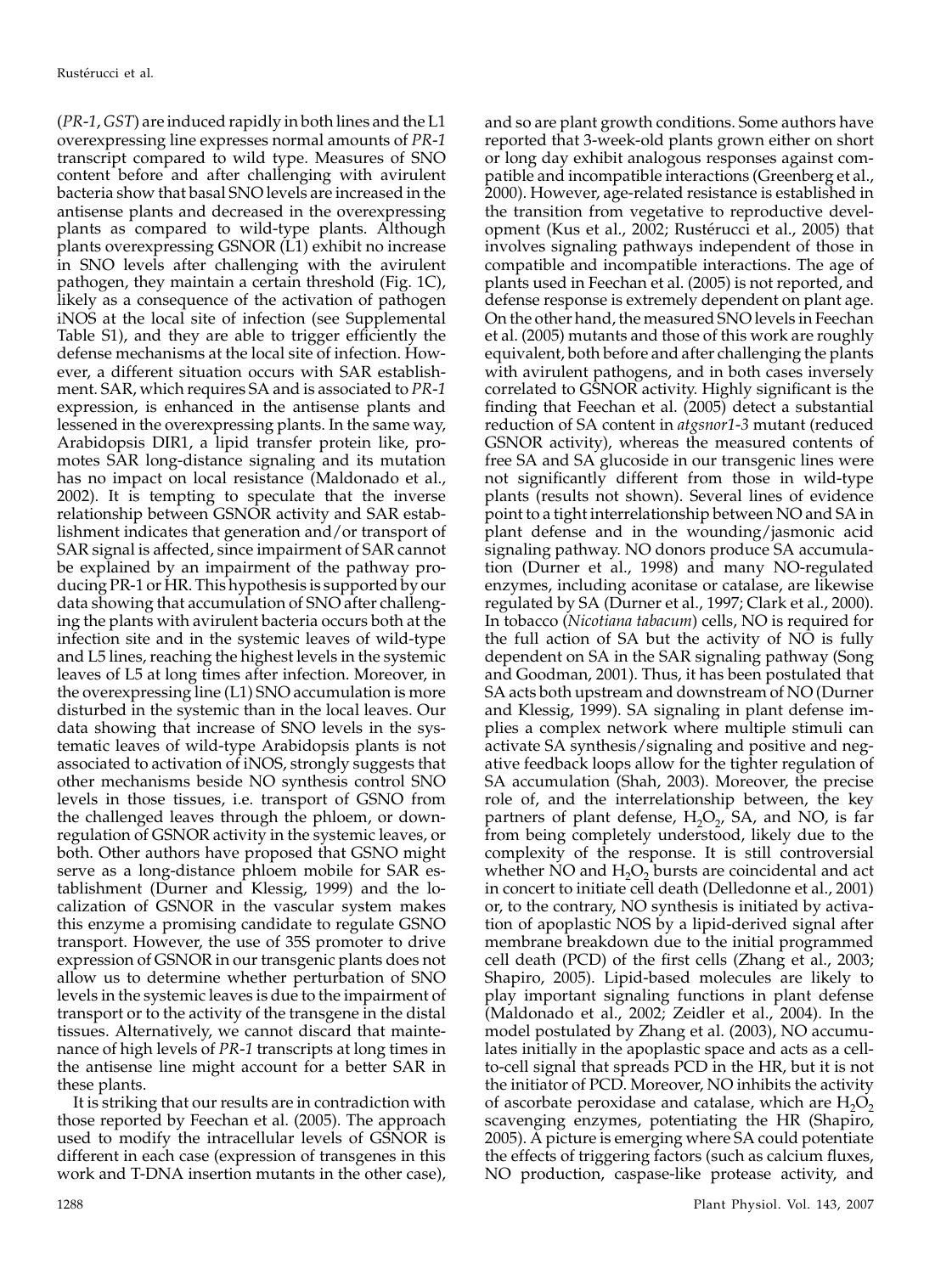(*PR-1*, *GST*) are induced rapidly in both lines and the L1 overexpressing line expresses normal amounts of *PR-1* transcript compared to wild type. Measures of SNO content before and after challenging with avirulent bacteria show that basal SNO levels are increased in the antisense plants and decreased in the overexpressing plants as compared to wild-type plants. Although plants overexpressing GSNOR (L1) exhibit no increase in SNO levels after challenging with the avirulent pathogen, they maintain a certain threshold (Fig. 1C), likely as a consequence of the activation of pathogen iNOS at the local site of infection (see Supplemental Table S1), and they are able to trigger efficiently the defense mechanisms at the local site of infection. However, a different situation occurs with SAR establishment. SAR, which requires SA and is associated to *PR-1* expression, is enhanced in the antisense plants and lessened in the overexpressing plants. In the same way, Arabidopsis DIR1, a lipid transfer protein like, promotes SAR long-distance signaling and its mutation has no impact on local resistance (Maldonado et al., 2002). It is tempting to speculate that the inverse relationship between GSNOR activity and SAR establishment indicates that generation and/or transport of SAR signal is affected, since impairment of SAR cannot be explained by an impairment of the pathway producing PR-1 or HR. This hypothesis is supported by our data showing that accumulation of SNO after challenging the plants with avirulent bacteria occurs both at the infection site and in the systemic leaves of wild-type and L5 lines, reaching the highest levels in the systemic leaves of L5 at long times after infection. Moreover, in the overexpressing line (L1) SNO accumulation is more disturbed in the systemic than in the local leaves. Our data showing that increase of SNO levels in the systematic leaves of wild-type Arabidopsis plants is not associated to activation of iNOS, strongly suggests that other mechanisms beside NO synthesis control SNO levels in those tissues, i.e. transport of GSNO from the challenged leaves through the phloem, or down-regulation of GSNOR activity in the systemic leaves, or both. Other authors have proposed that GSNO might serve as a long-distance phloem mobile for SAR establishment (Durner and Klessig, 1999) and the localization of GSNOR in the vascular system makes this enzyme a promising candidate to regulate GSNO transport. However, the use of 35S promoter to drive expression of GSNOR in our transgenic plants does not allow us to determine whether perturbation of SNO levels in the systemic leaves is due to the impairment of transport or to the activity of the transgene in the distal tissues. Alternatively, we cannot discard that maintenance of high levels of *PR-1* transcripts at long times in the antisense line might account for a better SAR in these plants.

It is striking that our results are in contradiction with those reported by Feechan et al. (2005). The approach used to modify the intracellular levels of GSNOR is different in each case (expression of transgenes in this work and T-DNA insertion mutants in the other case), and so are plant growth conditions. Some authors have reported that 3-week-old plants grown either on short or long day exhibit analogous responses against compatible and incompatible interactions (Greenberg et al., 2000). However, age-related resistance is established in the transition from vegetative to reproductive development (Kus et al., 2002; Rustérucci et al., 2005) that involves signaling pathways independent of those in compatible and incompatible interactions. The age of plants used in Feechan et al. (2005) is not reported, and defense response is extremely dependent on plant age. On the other hand, the measured SNO levels in Feechan et al. (2005) mutants and those of this work are roughly equivalent, both before and after challenging the plants with avirulent pathogens, and in both cases inversely correlated to GSNOR activity. Highly significant is the finding that Feechan et al. (2005) detect a substantial reduction of SA content in *atgsnor1-3* mutant (reduced GSNOR activity), whereas the measured contents of free SA and SA glucoside in our transgenic lines were not significantly different from those in wild-type plants (results not shown). Several lines of evidence point to a tight interrelationship between NO and SA in plant defense and in the wounding/jasmonic acid signaling pathway. NO donors produce SA accumulation (Durner et al., 1998) and many NO-regulated enzymes, including aconitase or catalase, are likewise regulated by SA (Durner et al., 1997; Clark et al., 2000). In tobacco (*Nicotiana tabacum*) cells, NO is required for the full action of SA but the activity of NO is fully dependent on SA in the SAR signaling pathway (Song and Goodman, 2001). Thus, it has been postulated that SA acts both upstream and downstream of NO (Durner and Klessig, 1999). SA signaling in plant defense implies a complex network where multiple stimuli can activate SA synthesis/signaling and positive and negative feedback loops allow for the tighter regulation of SA accumulation (Shah, 2003). Moreover, the precise role of, and the interrelationship between, the key partners of plant defense, $H_2O_2$, SA, and NO, is far from being completely understood, likely due to the complexity of the response. It is still controversial whether NO and $H_2O_2$ bursts are coincidental and act in concert to initiate cell death (Delledonne et al., 2001) or, to the contrary, NO synthesis is initiated by activation of apoplastic NOS by a lipid-derived signal after membrane breakdown due to the initial programmed cell death (PCD) of the first cells (Zhang et al., 2003; Shapiro, 2005). Lipid-based molecules are likely to play important signaling functions in plant defense (Maldonado et al., 2002; Zeidler et al., 2004). In the model postulated by Zhang et al. (2003), NO accumulates initially in the apoplastic space and acts as a cell-to-cell signal that spreads PCD in the HR, but it is not the initiator of PCD. Moreover, NO inhibits the activity of ascorbate peroxidase and catalase, which are $H_2O_2$ scavenging enzymes, potentiating the HR (Shapiro, 2005). A picture is emerging where SA could potentiate the effects of triggering factors (such as calcium fluxes, NO production, caspase-like protease activity, and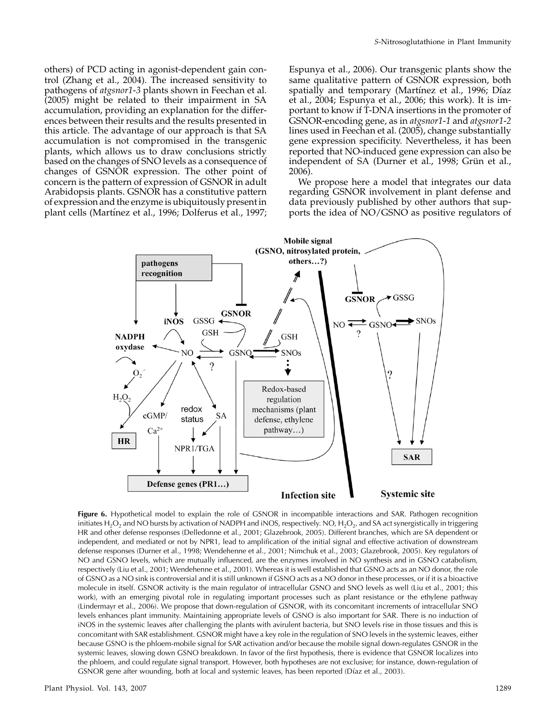others) of PCD acting in agonist-dependent gain control (Zhang et al., 2004). The increased sensitivity to pathogens of *atgsnor1-3* plants shown in Feechan et al. (2005) might be related to their impairment in SA accumulation, providing an explanation for the differences between their results and the results presented in this article. The advantage of our approach is that SA accumulation is not compromised in the transgenic plants, which allows us to draw conclusions strictly based on the changes of SNO levels as a consequence of changes of GSNOR expression. The other point of concern is the pattern of expression of GSNOR in adult Arabidopsis plants. GSNOR has a constitutive pattern of expression and the enzyme is ubiquitously present in plant cells (Martínez et al., 1996; Dolferus et al., 1997; Espunya et al., 2006). Our transgenic plants show the same qualitative pattern of GSNOR expression, both spatially and temporary (Martínez et al., 1996; Díaz et al., 2004; Espunya et al., 2006; this work). It is important to know if T-DNA insertions in the promoter of GSNOR-encoding gene, as in *atgsnor1-1* and *atgsnor1-2* lines used in Feechan et al. (2005), change substantially gene expression specificity. Nevertheless, it has been reported that NO-induced gene expression can also be independent of SA (Durner et al., 1998; Grün et al., 2006).

We propose here a model that integrates our data regarding GSNOR involvement in plant defense and data previously published by other authors that supports the idea of NO/GSNO as positive regulators of

**Figure 6.** Hypothetical model to explain the role of GSNOR in incompatible interactions and SAR. Pathogen recognition initiates $H_2O_2$ and NO bursts by activation of NADPH and iNOS, respectively. NO, $H_2O_2$, and SA act synergistically in triggering HR and other defense responses (Delledonne et al., 2001; Glazebrook, 2005). Different branches, which are SA dependent or independent, and mediated or not by NPR1, lead to amplification of the initial signal and effective activation of downstream defense responses (Durner et al., 1998; Wendehenne et al., 2001; Nimchuk et al., 2003; Glazebrook, 2005). Key regulators of NO and GSNO levels, which are mutually influenced, are the enzymes involved in NO synthesis and in GSNO catabolism, respectively (Liu et al., 2001; Wendehenne et al., 2001). Whereas it is well established that GSNO acts as an NO donor, the role of GSNO as a NO sink is controversial and it is still unknown if GSNO acts as a NO donor in these processes, or if it is a bioactive molecule in itself. GSNOR activity is the main regulator of intracellular GSNO and SNO levels as well (Liu et al., 2001; this work), with an emerging pivotal role in regulating important processes such as plant resistance or the ethylene pathway (Lindermayr et al., 2006). We propose that down-regulation of GSNOR, with its concomitant increments of intracellular SNO levels enhances plant immunity. Maintaining appropriate levels of GSNO is also important for SAR. There is no induction of iNOS in the systemic leaves after challenging the plants with avirulent bacteria, but SNO levels rise in those tissues and this is concomitant with SAR establishment. GSNOR might have a key role in the regulation of SNO levels in the systemic leaves, either because GSNO is the phloem-mobile signal for SAR activation and/or because the mobile signal down-regulates GSNOR in the systemic leaves, slowing down GSNO breakdown. In favor of the first hypothesis, there is evidence that GSNOR localizes into the phloem, and could regulate signal transport. However, both hypotheses are not exclusive; for instance, down-regulation of GSNOR gene after wounding, both at local and systemic leaves, has been reported (Díaz et al., 2003).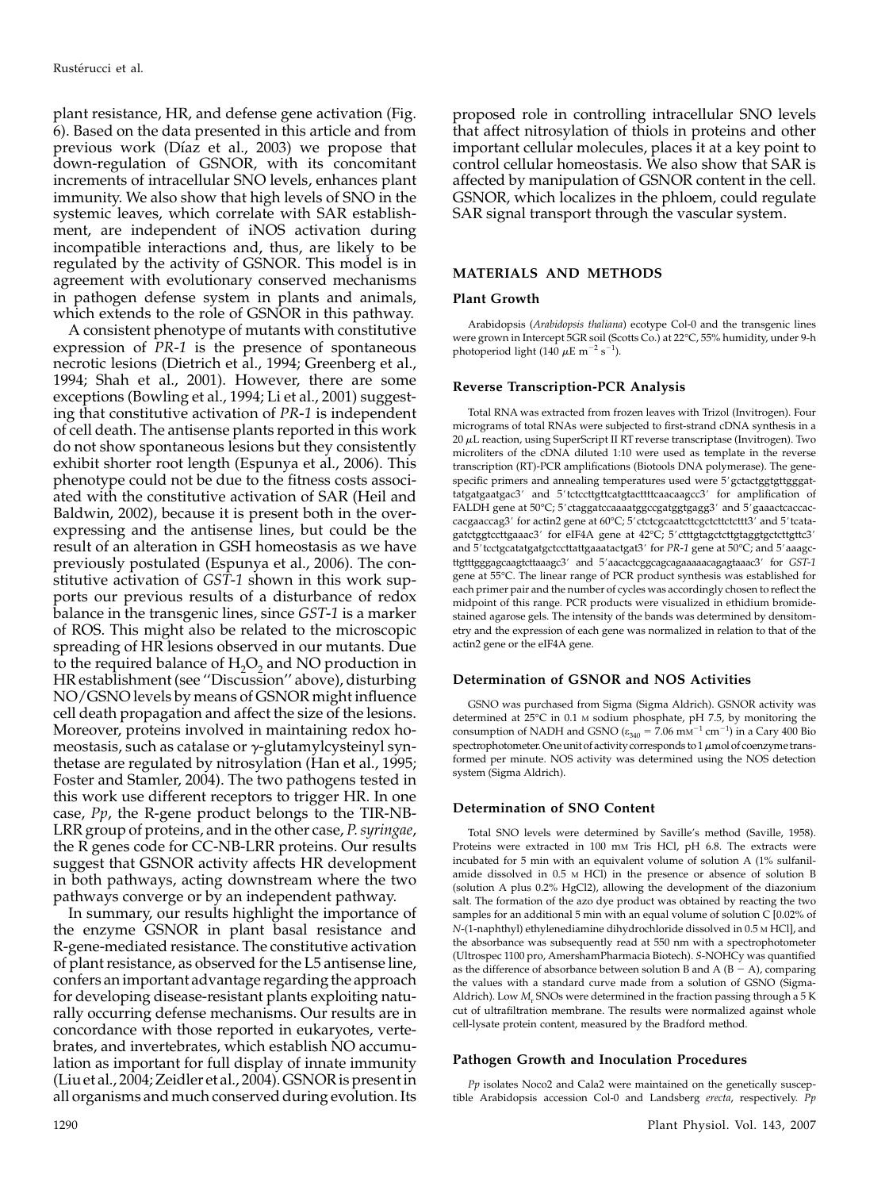plant resistance, HR, and defense gene activation (Fig. 6). Based on the data presented in this article and from previous work (Díaz et al., 2003) we propose that down-regulation of GSNOR, with its concomitant increments of intracellular SNO levels, enhances plant immunity. We also show that high levels of SNO in the systemic leaves, which correlate with SAR establishment, are independent of iNOS activation during incompatible interactions and, thus, are likely to be regulated by the activity of GSNOR. This model is in agreement with evolutionary conserved mechanisms in pathogen defense system in plants and animals, which extends to the role of GSNOR in this pathway.

A consistent phenotype of mutants with constitutive expression of *PR-1* is the presence of spontaneous necrotic lesions (Dietrich et al., 1994; Greenberg et al., 1994; Shah et al., 2001). However, there are some exceptions (Bowling et al., 1994; Li et al., 2001) suggesting that constitutive activation of *PR-1* is independent of cell death. The antisense plants reported in this work do not show spontaneous lesions but they consistently exhibit shorter root length (Espunya et al., 2006). This phenotype could not be due to the fitness costs associated with the constitutive activation of SAR (Heil and Baldwin, 2002), because it is present both in the overexpressing and the antisense lines, but could be the result of an alteration in GSH homeostasis as we have previously postulated (Espunya et al., 2006). The constitutive activation of *GST-1* shown in this work supports our previous results of a disturbance of redox balance in the transgenic lines, since *GST-1* is a marker of ROS. This might also be related to the microscopic spreading of HR lesions observed in our mutants. Due to the required balance of $H_2O_2$ and NO production in HR establishment (see "Discussion" above), disturbing NO/GSNO levels by means of GSNOR might influence cell death propagation and affect the size of the lesions. Moreover, proteins involved in maintaining redox homeostasis, such as catalase or γ-glutamylcysteinyl synthetase are regulated by nitrosylation (Han et al., 1995; Foster and Stamler, 2004). The two pathogens tested in this work use different receptors to trigger HR. In one case, *Pp*, the R-gene product belongs to the TIR-NB-LRR group of proteins, and in the other case, *P. syringae*, the R genes code for CC-NB-LRR proteins. Our results suggest that GSNOR activity affects HR development in both pathways, acting downstream where the two pathways converge or by an independent pathway.

In summary, our results highlight the importance of the enzyme GSNOR in plant basal resistance and R-gene-mediated resistance. The constitutive activation of plant resistance, as observed for the L5 antisense line, confers an important advantage regarding the approach for developing disease-resistant plants exploiting naturally occurring defense mechanisms. Our results are in concordance with those reported in eukaryotes, vertebrates, and invertebrates, which establish NO accumulation as important for full display of innate immunity (Liu et al., 2004; Zeidler et al., 2004). GSNOR is present in all organisms and much conserved during evolution. Its proposed role in controlling intracellular SNO levels that affect nitrosylation of thiols in proteins and other important cellular molecules, places it at a key point to control cellular homeostasis. We also show that SAR is affected by manipulation of GSNOR content in the cell. GSNOR, which localizes in the phloem, could regulate SAR signal transport through the vascular system.

## MATERIALS AND METHODS

### Plant Growth

Arabidopsis (*Arabidopsis thaliana*) ecotype Col-0 and the transgenic lines were grown in Intercept 5GR soil (Scotts Co.) at 22°C, 55% humidity, under 9-h photoperiod light (140 $\mu$E $m^{-2}$ $s^{-1}$).

### Reverse Transcription-PCR Analysis

Total RNA was extracted from frozen leaves with Trizol (Invitrogen). Four micrograms of total RNAs were subjected to first-strand cDNA synthesis in a 20 $\mu$L reaction, using SuperScript II RT reverse transcriptase (Invitrogen). Two microliters of the cDNA diluted 1:10 were used as template in the reverse transcription (RT)-PCR amplifications (Biotools DNA polymerase). The gene-specific primers and annealing temperatures used were 5′gctactggtgttgggattatgatgaatgac3′ and 5′tctccttgttcatgtacttttcaacaagcc3′ for amplification of FALDH gene at 50°C; 5′ctaggatccaaaatggccgatggtgagg3′ and 5′gaaactcaccaccacgaaccag3′ for actin2 gene at 60°C; 5′ctctcgcaatcttcgctcttctcttt3′ and 5′tcatagatctggtccttgaaac3′ for eIF4A gene at 42°C; 5′ctttgtagctcttgtaggtgctcttgttc3′ and 5′tcctgcatatgatgctccttattgaaatactgat3′ for *PR-1* gene at 50°C; and 5′aaagcttgtttgggagcaagtcttaaagc3′ and 5′aacactcggcagcagaaaaacagagtaaac3′ for *GST-1* gene at 55°C. The linear range of PCR product synthesis was established for each primer pair and the number of cycles was accordingly chosen to reflect the midpoint of this range. PCR products were visualized in ethidium bromide-stained agarose gels. The intensity of the bands was determined by densitometry and the expression of each gene was normalized in relation to that of the actin2 gene or the eIF4A gene.

### Determination of GSNOR and NOS Activities

GSNO was purchased from Sigma (Sigma Aldrich). GSNOR activity was determined at 25°C in 0.1 M sodium phosphate, pH 7.5, by monitoring the consumption of NADH and GSNO ($\varepsilon_{340}$ = 7.06 $mM^{-1}$ $cm^{-1}$) in a Cary 400 Bio spectrophotometer. One unit of activity corresponds to 1 $\mu$mol of coenzyme transformed per minute. NOS activity was determined using the NOS detection system (Sigma Aldrich).

### Determination of SNO Content

Total SNO levels were determined by Saville's method (Saville, 1958). Proteins were extracted in 100 mM Tris HCl, pH 6.8. The extracts were incubated for 5 min with an equivalent volume of solution A (1% sulfanilamide dissolved in 0.5 M HCl) in the presence or absence of solution B (solution A plus 0.2% HgCl2), allowing the development of the diazonium salt. The formation of the azo dye product was obtained by reacting the two samples for an additional 5 min with an equal volume of solution C [0.02% of *N*-(1-naphthyl) ethylenediamine dihydrochloride dissolved in 0.5 M HCl], and the absorbance was subsequently read at 550 nm with a spectrophotometer (Ultrospec 1100 pro, AmershamPharmacia Biotech). *S*-NOHCy was quantified as the difference of absorbance between solution B and A (B − A), comparing the values with a standard curve made from a solution of GSNO (Sigma-Aldrich). Low $M_r$ SNOs were determined in the fraction passing through a 5 K cut of ultrafiltration membrane. The results were normalized against whole cell-lysate protein content, measured by the Bradford method.

### Pathogen Growth and Inoculation Procedures

*Pp* isolates Noco2 and Cala2 were maintained on the genetically susceptible Arabidopsis accession Col-0 and Landsberg *erecta*, respectively. *Pp*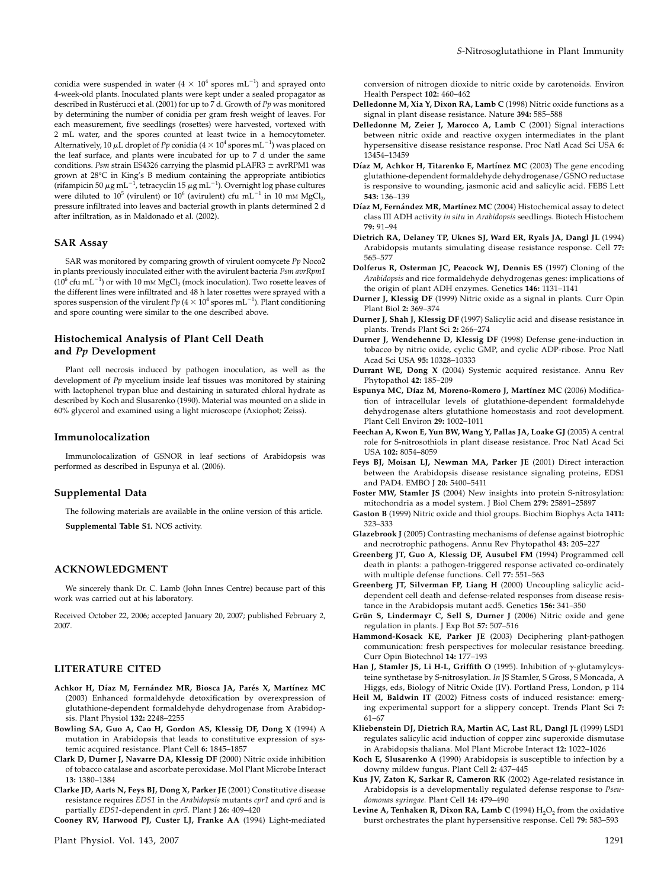conidia were suspended in water ($4 \times 10^4$ spores $mL^{-1}$) and sprayed onto 4-week-old plants. Inoculated plants were kept under a sealed propagator as described in Rustérucci et al. (2001) for up to 7 d. Growth of *Pp* was monitored by determining the number of conidia per gram fresh weight of leaves. For each measurement, five seedlings (rosettes) were harvested, vortexed with 2 mL water, and the spores counted at least twice in a hemocytometer. Alternatively, 10 $\mu$L droplet of *Pp* conidia ($4 \times 10^4$ spores $mL^{-1}$) was placed on the leaf surface, and plants were incubated for up to 7 d under the same conditions. *Psm* strain ES4326 carrying the plasmid pLAFR3 ± avrRPM1 was grown at 28°C in King's B medium containing the appropriate antibiotics (rifampicin 50 $\mu$g $mL^{-1}$, tetracyclin 15 $\mu$g $mL^{-1}$). Overnight log phase cultures were diluted to $10^5$ (virulent) or $10^6$ (avirulent) cfu $mL^{-1}$ in 10 mM $MgCl_2$, pressure infiltrated into leaves and bacterial growth in plants determined 2 d after infiltration, as in Maldonado et al. (2002).

## SAR Assay

SAR was monitored by comparing growth of virulent oomycete *Pp* Noco2 in plants previously inoculated either with the avirulent bacteria *Psm avrRpm1* ($10^6$ cfu $mL^{-1}$) or with 10 mM $MgCl_2$ (mock inoculation). Two rosette leaves of the different lines were infiltrated and 48 h later rosettes were sprayed with a spores suspension of the virulent *Pp* ($4 \times 10^4$ spores $mL^{-1}$). Plant conditioning and spore counting were similar to the one described above.

## Histochemical Analysis of Plant Cell Death and *Pp* Development

Plant cell necrosis induced by pathogen inoculation, as well as the development of *Pp* mycelium inside leaf tissues was monitored by staining with lactophenol trypan blue and destaining in saturated chloral hydrate as described by Koch and Slusarenko (1990). Material was mounted on a slide in 60% glycerol and examined using a light microscope (Axiophot; Zeiss).

## Immunolocalization

Immunolocalization of GSNOR in leaf sections of Arabidopsis was performed as described in Espunya et al. (2006).

## Supplemental Data

The following materials are available in the online version of this article.

**Supplemental Table S1.** NOS activity.

## ACKNOWLEDGMENT

We sincerely thank Dr. C. Lamb (John Innes Centre) because part of this work was carried out at his laboratory.

Received October 22, 2006; accepted January 20, 2007; published February 2, 2007.

## LITERATURE CITED

**Achkor H, Díaz M, Fernández MR, Biosca JA, Parés X, Martínez MC** (2003) Enhanced formaldehyde detoxification by overexpression of glutathione-dependent formaldehyde dehydrogenase from Arabidopsis. Plant Physiol **132:** 2248–2255

**Bowling SA, Guo A, Cao H, Gordon AS, Klessig DF, Dong X** (1994) A mutation in Arabidopsis that leads to constitutive expression of systemic acquired resistance. Plant Cell **6:** 1845–1857

**Clark D, Durner J, Navarre DA, Klessig DF** (2000) Nitric oxide inhibition of tobacco catalase and ascorbate peroxidase. Mol Plant Microbe Interact **13:** 1380–1384

**Clarke JD, Aarts N, Feys BJ, Dong X, Parker JE** (2001) Constitutive disease resistance requires *EDS1* in the *Arabidopsis* mutants *cpr1* and *cpr6* and is partially *EDS1*-dependent in *cpr5*. Plant J **26:** 409–420

**Cooney RV, Harwood PJ, Custer LJ, Franke AA** (1994) Light-mediated conversion of nitrogen dioxide to nitric oxide by carotenoids. Environ Health Perspect **102:** 460–462

**Delledonne M, Xia Y, Dixon RA, Lamb C** (1998) Nitric oxide functions as a signal in plant disease resistance. Nature **394:** 585–588

**Delledonne M, Zeier J, Marocco A, Lamb C** (2001) Signal interactions between nitric oxide and reactive oxygen intermediates in the plant hypersensitive disease resistance response. Proc Natl Acad Sci USA **6:** 13454–13459

**Díaz M, Achkor H, Titarenko E, Martínez MC** (2003) The gene encoding glutathione-dependent formaldehyde dehydrogenase/GSNO reductase is responsive to wounding, jasmonic acid and salicylic acid. FEBS Lett **543:** 136–139

**Díaz M, Fernández MR, Martínez MC** (2004) Histochemical assay to detect class III ADH activity *in situ* in *Arabidopsis* seedlings. Biotech Histochem **79:** 91–94

**Dietrich RA, Delaney TP, Uknes SJ, Ward ER, Ryals JA, Dangl JL** (1994) Arabidopsis mutants simulating disease resistance response. Cell **77:** 565–577

**Dolferus R, Osterman JC, Peacock WJ, Dennis ES** (1997) Cloning of the *Arabidopsis* and rice formaldehyde dehydrogenas genes: implications of the origin of plant ADH enzymes. Genetics **146:** 1131–1141

**Durner J, Klessig DF** (1999) Nitric oxide as a signal in plants. Curr Opin Plant Biol **2:** 369–374

**Durner J, Shah J, Klessig DF** (1997) Salicylic acid and disease resistance in plants. Trends Plant Sci **2:** 266–274

**Durner J, Wendehenne D, Klessig DF** (1998) Defense gene-induction in tobacco by nitric oxide, cyclic GMP, and cyclic ADP-ribose. Proc Natl Acad Sci USA **95:** 10328–10333

**Durrant WE, Dong X** (2004) Systemic acquired resistance. Annu Rev Phytopathol **42:** 185–209

**Espunya MC, Díaz M, Moreno-Romero J, Martínez MC** (2006) Modification of intracellular levels of glutathione-dependent formaldehyde dehydrogenase alters glutathione homeostasis and root development. Plant Cell Environ **29:** 1002–1011

**Feechan A, Kwon E, Yun BW, Wang Y, Pallas JA, Loake GJ** (2005) A central role for S-nitrosothiols in plant disease resistance. Proc Natl Acad Sci USA **102:** 8054–8059

**Feys BJ, Moisan LJ, Newman MA, Parker JE** (2001) Direct interaction between the Arabidopsis disease resistance signaling proteins, EDS1 and PAD4. EMBO J **20:** 5400–5411

**Foster MW, Stamler JS** (2004) New insights into protein S-nitrosylation: mitochondria as a model system. J Biol Chem **279:** 25891–25897

**Gaston B** (1999) Nitric oxide and thiol groups. Biochim Biophys Acta **1411:** 323–333

**Glazebrook J** (2005) Contrasting mechanisms of defense against biotrophic and necrotrophic pathogens. Annu Rev Phytopathol **43:** 205–227

**Greenberg JT, Guo A, Klessig DF, Ausubel FM** (1994) Programmed cell death in plants: a pathogen-triggered response activated co-ordinately with multiple defense functions. Cell **77:** 551–563

**Greenberg JT, Silverman FP, Liang H** (2000) Uncoupling salicylic acid-dependent cell death and defense-related responses from disease resistance in the Arabidopsis mutant acd5. Genetics **156:** 341–350

**Grün S, Lindermayr C, Sell S, Durner J** (2006) Nitric oxide and gene regulation in plants. J Exp Bot **57:** 507–516

**Hammond-Kosack KE, Parker JE** (2003) Deciphering plant-pathogen communication: fresh perspectives for molecular resistance breeding. Curr Opin Biotechnol **14:** 177–193

**Han J, Stamler JS, Li H-L, Griffith O** (1995). Inhibition of γ-glutamylcysteine synthetase by S-nitrosylation. *In* JS Stamler, S Gross, S Moncada, A Higgs, eds, Biology of Nitric Oxide (IV). Portland Press, London, p 114

**Heil M, Baldwin IT** (2002) Fitness costs of induced resistance: emerging experimental support for a slippery concept. Trends Plant Sci **7:** 61–67

**Kliebenstein DJ, Dietrich RA, Martin AC, Last RL, Dangl JL** (1999) LSD1 regulates salicylic acid induction of copper zinc superoxide dismutase in Arabidopsis thaliana. Mol Plant Microbe Interact **12:** 1022–1026

**Koch E, Slusarenko A** (1990) Arabidopsis is susceptible to infection by a downy mildew fungus. Plant Cell **2:** 437–445

**Kus JV, Zaton K, Sarkar R, Cameron RK** (2002) Age-related resistance in Arabidopsis is a developmentally regulated defense response to *Pseudomonas syringae*. Plant Cell **14:** 479–490

**Levine A, Tenhaken R, Dixon RA, Lamb C** (1994) $H_2O_2$ from the oxidative burst orchestrates the plant hypersensitive response. Cell **79:** 583–593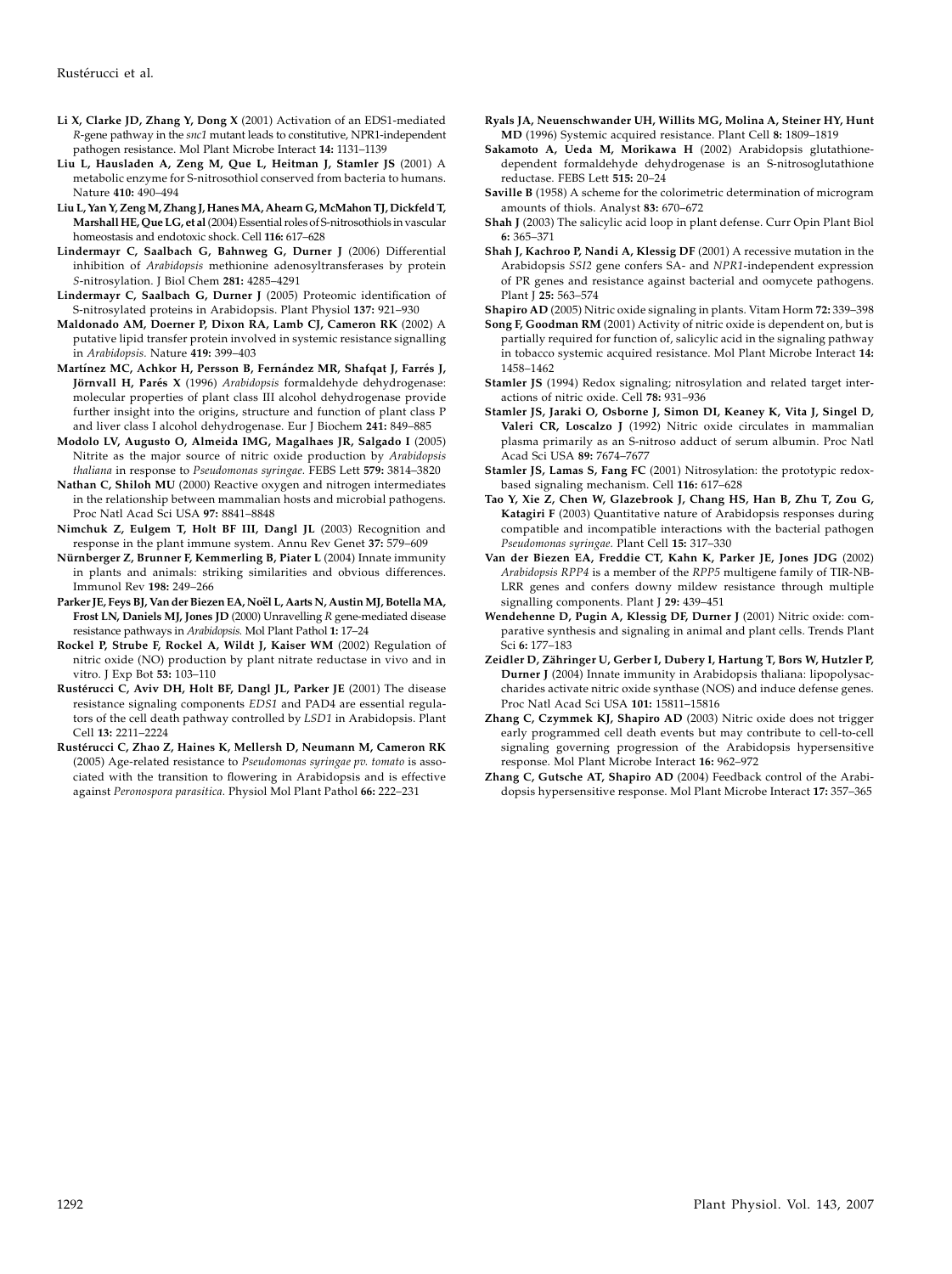**Li X, Clarke JD, Zhang Y, Dong X** (2001) Activation of an EDS1-mediated *R*-gene pathway in the *snc1* mutant leads to constitutive, NPR1-independent pathogen resistance. Mol Plant Microbe Interact **14:** 1131–1139

**Liu L, Hausladen A, Zeng M, Que L, Heitman J, Stamler JS** (2001) A metabolic enzyme for S-nitrosothiol conserved from bacteria to humans. Nature **410:** 490–494

**Liu L, Yan Y, Zeng M, Zhang J, Hanes MA, Ahearn G, McMahon TJ, Dickfeld T, Marshall HE, Que LG, et al** (2004) Essential roles of S-nitrosothiols in vascular homeostasis and endotoxic shock. Cell **116:** 617–628

**Lindermayr C, Saalbach G, Bahnweg G, Durner J** (2006) Differential inhibition of *Arabidopsis* methionine adenosyltransferases by protein *S*-nitrosylation. J Biol Chem **281:** 4285–4291

**Lindermayr C, Saalbach G, Durner J** (2005) Proteomic identification of S-nitrosylated proteins in Arabidopsis. Plant Physiol **137:** 921–930

**Maldonado AM, Doerner P, Dixon RA, Lamb CJ, Cameron RK** (2002) A putative lipid transfer protein involved in systemic resistance signalling in *Arabidopsis*. Nature **419:** 399–403

**Martínez MC, Achkor H, Persson B, Fernández MR, Shafqat J, Farrés J, Jörnvall H, Parés X** (1996) *Arabidopsis* formaldehyde dehydrogenase: molecular properties of plant class III alcohol dehydrogenase provide further insight into the origins, structure and function of plant class P and liver class I alcohol dehydrogenase. Eur J Biochem **241:** 849–885

**Modolo LV, Augusto O, Almeida IMG, Magalhaes JR, Salgado I** (2005) Nitrite as the major source of nitric oxide production by *Arabidopsis thaliana* in response to *Pseudomonas syringae*. FEBS Lett **579:** 3814–3820

**Nathan C, Shiloh MU** (2000) Reactive oxygen and nitrogen intermediates in the relationship between mammalian hosts and microbial pathogens. Proc Natl Acad Sci USA **97:** 8841–8848

**Nimchuk Z, Eulgem T, Holt BF III, Dangl JL** (2003) Recognition and response in the plant immune system. Annu Rev Genet **37:** 579–609

**Nürnberger Z, Brunner F, Kemmerling B, Piater L** (2004) Innate immunity in plants and animals: striking similarities and obvious differences. Immunol Rev **198:** 249–266

**Parker JE, Feys BJ, Van der Biezen EA, Noël L, Aarts N, Austin MJ, Botella MA, Frost LN, Daniels MJ, Jones JD** (2000) Unravelling *R* gene-mediated disease resistance pathways in *Arabidopsis*. Mol Plant Pathol **1:** 17–24

**Rockel P, Strube F, Rockel A, Wildt J, Kaiser WM** (2002) Regulation of nitric oxide (NO) production by plant nitrate reductase in vivo and in vitro. J Exp Bot **53:** 103–110

**Rustérucci C, Aviv DH, Holt BF, Dangl JL, Parker JE** (2001) The disease resistance signaling components *EDS1* and PAD4 are essential regulators of the cell death pathway controlled by *LSD1* in Arabidopsis. Plant Cell **13:** 2211–2224

**Rustérucci C, Zhao Z, Haines K, Mellersh D, Neumann M, Cameron RK** (2005) Age-related resistance to *Pseudomonas syringae pv. tomato* is associated with the transition to flowering in Arabidopsis and is effective against *Peronospora parasitica*. Physiol Mol Plant Pathol **66:** 222–231

**Ryals JA, Neuenschwander UH, Willits MG, Molina A, Steiner HY, Hunt MD** (1996) Systemic acquired resistance. Plant Cell **8:** 1809–1819

**Sakamoto A, Ueda M, Morikawa H** (2002) Arabidopsis glutathione-dependent formaldehyde dehydrogenase is an S-nitrosoglutathione reductase. FEBS Lett **515:** 20–24

**Saville B** (1958) A scheme for the colorimetric determination of microgram amounts of thiols. Analyst **83:** 670–672

**Shah J** (2003) The salicylic acid loop in plant defense. Curr Opin Plant Biol **6:** 365–371

**Shah J, Kachroo P, Nandi A, Klessig DF** (2001) A recessive mutation in the Arabidopsis *SSI2* gene confers SA- and *NPR1*-independent expression of PR genes and resistance against bacterial and oomycete pathogens. Plant J **25:** 563–574

**Shapiro AD** (2005) Nitric oxide signaling in plants. Vitam Horm **72:** 339–398

**Song F, Goodman RM** (2001) Activity of nitric oxide is dependent on, but is partially required for function of, salicylic acid in the signaling pathway in tobacco systemic acquired resistance. Mol Plant Microbe Interact **14:** 1458–1462

**Stamler JS** (1994) Redox signaling; nitrosylation and related target interactions of nitric oxide. Cell **78:** 931–936

**Stamler JS, Jaraki O, Osborne J, Simon DI, Keaney K, Vita J, Singel D, Valeri CR, Loscalzo J** (1992) Nitric oxide circulates in mammalian plasma primarily as an S-nitroso adduct of serum albumin. Proc Natl Acad Sci USA **89:** 7674–7677

**Stamler JS, Lamas S, Fang FC** (2001) Nitrosylation: the prototypic redox-based signaling mechanism. Cell **116:** 617–628

**Tao Y, Xie Z, Chen W, Glazebrook J, Chang HS, Han B, Zhu T, Zou G, Katagiri F** (2003) Quantitative nature of Arabidopsis responses during compatible and incompatible interactions with the bacterial pathogen *Pseudomonas syringae*. Plant Cell **15:** 317–330

**Van der Biezen EA, Freddie CT, Kahn K, Parker JE, Jones JDG** (2002) *Arabidopsis RPP4* is a member of the *RPP5* multigene family of TIR-NB-LRR genes and confers downy mildew resistance through multiple signalling components. Plant J **29:** 439–451

**Wendehenne D, Pugin A, Klessig DF, Durner J** (2001) Nitric oxide: comparative synthesis and signaling in animal and plant cells. Trends Plant Sci **6:** 177–183

**Zeidler D, Zähringer U, Gerber I, Dubery I, Hartung T, Bors W, Hutzler P, Durner J** (2004) Innate immunity in Arabidopsis thaliana: lipopolysaccharides activate nitric oxide synthase (NOS) and induce defense genes. Proc Natl Acad Sci USA **101:** 15811–15816

**Zhang C, Czymmek KJ, Shapiro AD** (2003) Nitric oxide does not trigger early programmed cell death events but may contribute to cell-to-cell signaling governing progression of the Arabidopsis hypersensitive response. Mol Plant Microbe Interact **16:** 962–972

**Zhang C, Gutsche AT, Shapiro AD** (2004) Feedback control of the Arabidopsis hypersensitive response. Mol Plant Microbe Interact **17:** 357–365